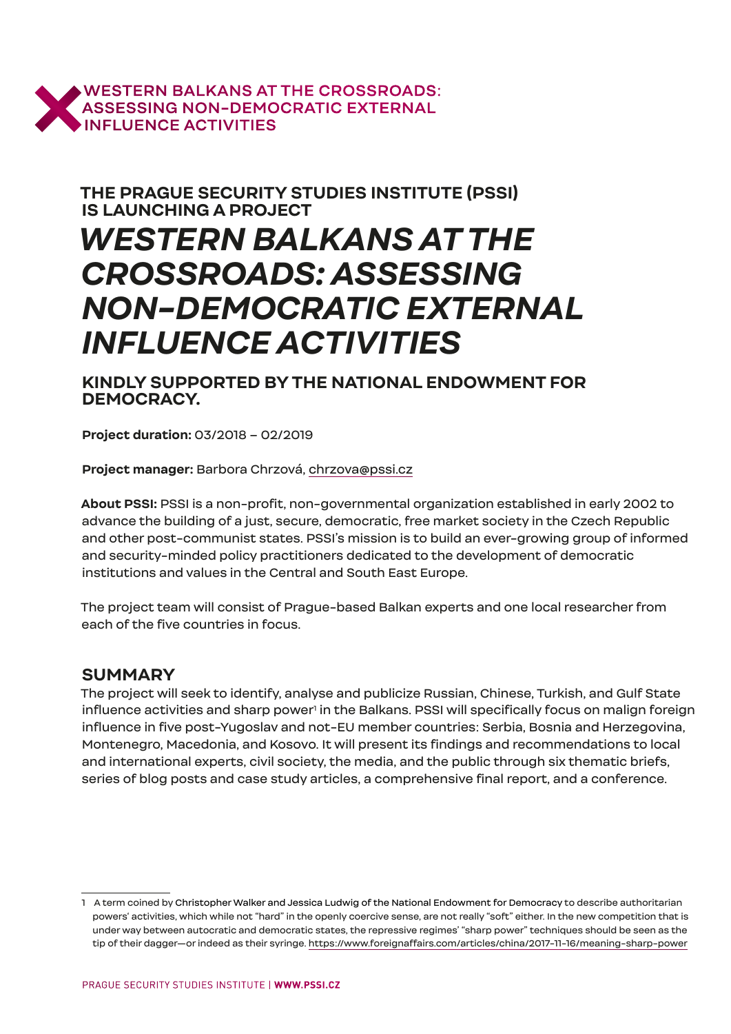WESTERN BALKANS AT THE CROSSROADS: ASSESSING NON-DEMOCRATIC EXTERNAL INFLUENCE ACTIVITIES

### THE PRAGUE SECURITY STUDIES INSTITUTE (PSSI) IS LAUNCHING A PROJECT

# *WESTERN BALKANS AT THE CROSSROADS: ASSESSING NON-DEMOCRATIC EXTERNAL INFLUENCE ACTIVITIES*

### KINDLY SUPPORTED BY THE NATIONAL ENDOWMENT FOR DEMOCRACY.

**Project duration:** 03/2018 – 02/2019

**Project manager:** Barbora Chrzová, chrzova@pssi.cz

**About PSSI:** PSSI is a non-profit, non-governmental organization established in early 2002 to advance the building of a just, secure, democratic, free market society in the Czech Republic and other post-communist states. PSSI's mission is to build an ever-growing group of informed and security-minded policy practitioners dedicated to the development of democratic institutions and values in the Central and South East Europe.

The project team will consist of Prague-based Balkan experts and one local researcher from each of the five countries in focus.

## SUMMARY

The project will seek to identify, analyse and publicize Russian, Chinese, Turkish, and Gulf State influence activities and sharp power[1] in the Balkans. PSSI will specifically focus on malign foreign influence in five post-Yugoslav and not-EU member countries: Serbia, Bosnia and Herzegovina, Montenegro, Macedonia, and Kosovo. It will present its findings and recommendations to local and international experts, civil society, the media, and the public through six thematic briefs, series of blog posts and case study articles, a comprehensive final report, and a conference.

---

[1] A term coined by Christopher Walker and Jessica Ludwig of the National Endowment for Democracy to describe authoritarian powers' activities, which while not "hard" in the openly coercive sense, are not really "soft" either. In the new competition that is under way between autocratic and democratic states, the repressive regimes' "sharp power" techniques should be seen as the tip of their dagger—or indeed as their syringe. https://www.foreignaffairs.com/articles/china/2017-11-16/meaning-sharp-power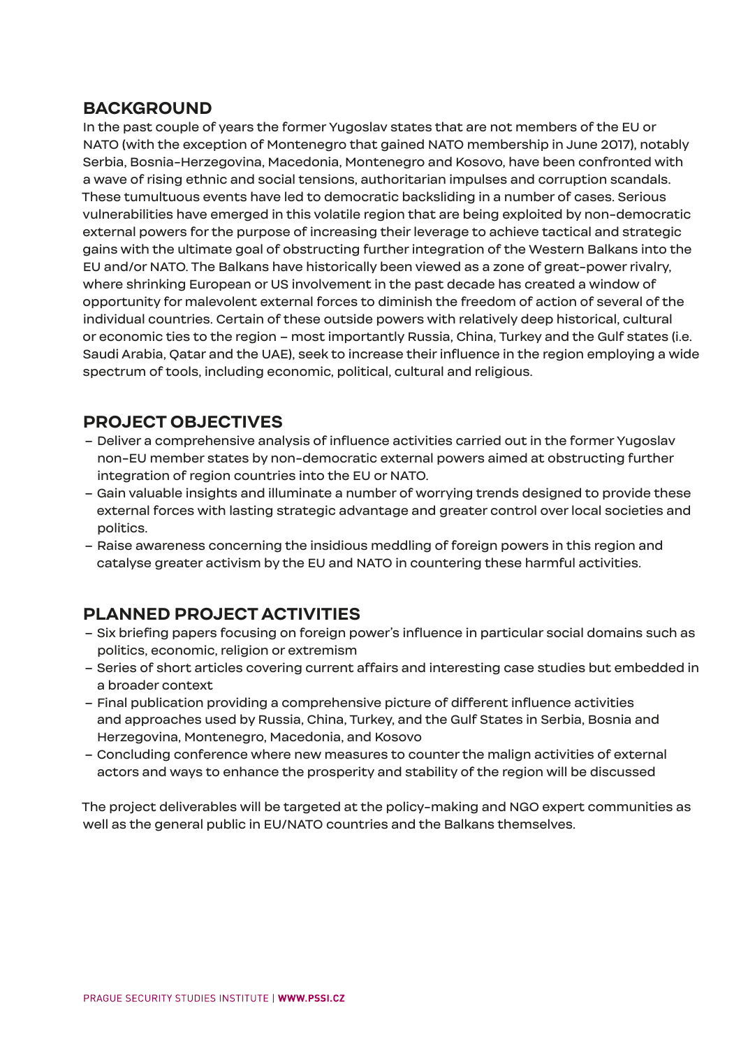## BACKGROUND

In the past couple of years the former Yugoslav states that are not members of the EU or NATO (with the exception of Montenegro that gained NATO membership in June 2017), notably Serbia, Bosnia-Herzegovina, Macedonia, Montenegro and Kosovo, have been confronted with a wave of rising ethnic and social tensions, authoritarian impulses and corruption scandals. These tumultuous events have led to democratic backsliding in a number of cases. Serious vulnerabilities have emerged in this volatile region that are being exploited by non-democratic external powers for the purpose of increasing their leverage to achieve tactical and strategic gains with the ultimate goal of obstructing further integration of the Western Balkans into the EU and/or NATO. The Balkans have historically been viewed as a zone of great-power rivalry, where shrinking European or US involvement in the past decade has created a window of opportunity for malevolent external forces to diminish the freedom of action of several of the individual countries. Certain of these outside powers with relatively deep historical, cultural or economic ties to the region – most importantly Russia, China, Turkey and the Gulf states (i.e. Saudi Arabia, Qatar and the UAE), seek to increase their influence in the region employing a wide spectrum of tools, including economic, political, cultural and religious.

## PROJECT OBJECTIVES

- Deliver a comprehensive analysis of influence activities carried out in the former Yugoslav non-EU member states by non-democratic external powers aimed at obstructing further integration of region countries into the EU or NATO.
- Gain valuable insights and illuminate a number of worrying trends designed to provide these external forces with lasting strategic advantage and greater control over local societies and politics.
- Raise awareness concerning the insidious meddling of foreign powers in this region and catalyse greater activism by the EU and NATO in countering these harmful activities.

## PLANNED PROJECT ACTIVITIES

- Six briefing papers focusing on foreign power's influence in particular social domains such as politics, economic, religion or extremism
- Series of short articles covering current affairs and interesting case studies but embedded in a broader context
- Final publication providing a comprehensive picture of different influence activities and approaches used by Russia, China, Turkey, and the Gulf States in Serbia, Bosnia and Herzegovina, Montenegro, Macedonia, and Kosovo
- Concluding conference where new measures to counter the malign activities of external actors and ways to enhance the prosperity and stability of the region will be discussed

The project deliverables will be targeted at the policy-making and NGO expert communities as well as the general public in EU/NATO countries and the Balkans themselves.